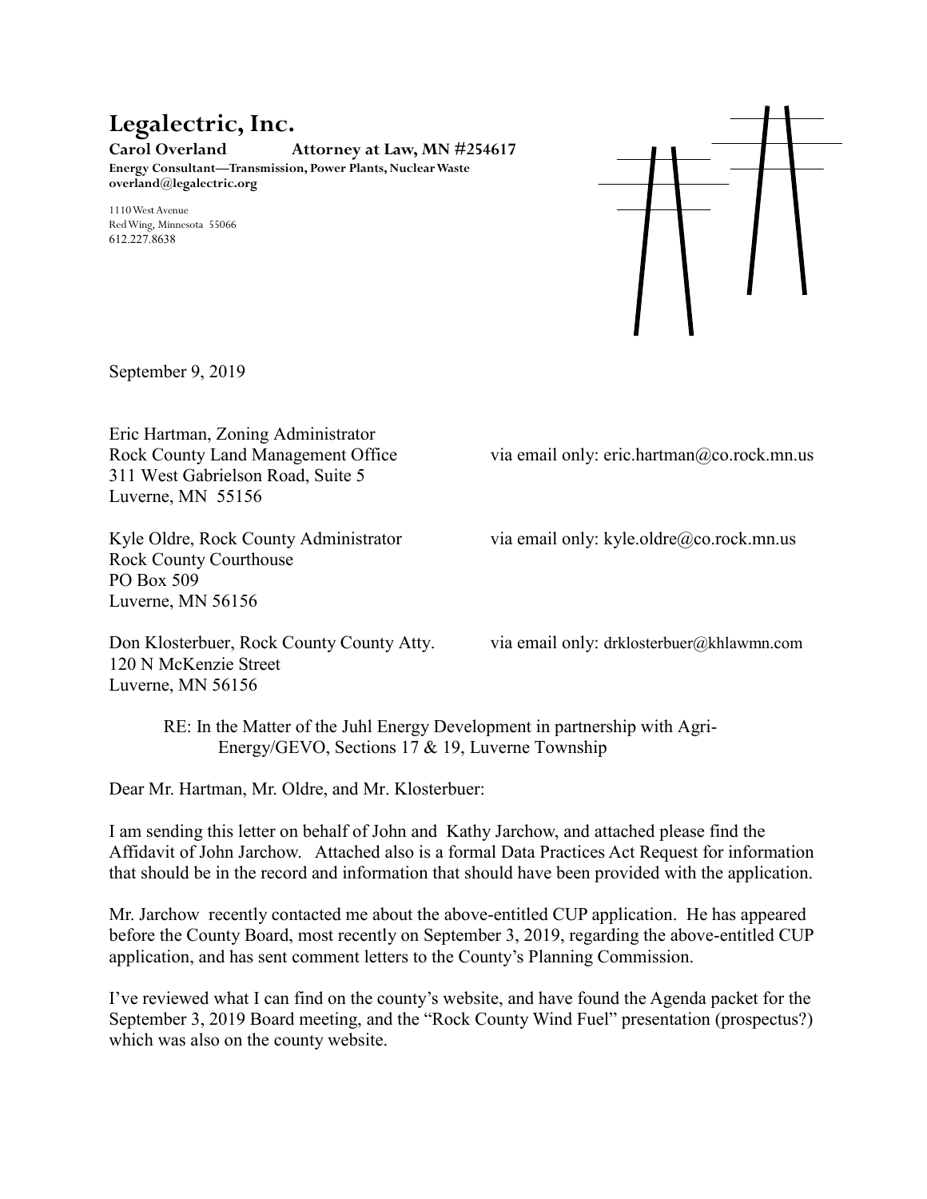# Legalectric, Inc.

**Carol Overland** **Attorney at Law, MN #254617**

**Energy Consultant—Transmission, Power Plants, Nuclear Waste**

**overland@legalectric.org**

1110 West Avenue
Red Wing, Minnesota 55066
612.227.8638

September 9, 2019

Eric Hartman, Zoning Administrator
Rock County Land Management Office
311 West Gabrielson Road, Suite 5
Luverne, MN 55156

via email only: eric.hartman@co.rock.mn.us

Kyle Oldre, Rock County Administrator
Rock County Courthouse
PO Box 509
Luverne, MN 56156

via email only: kyle.oldre@co.rock.mn.us

Don Klosterbuer, Rock County County Atty.
120 N McKenzie Street
Luverne, MN 56156

via email only: drklosterbuer@khlawmn.com

RE: In the Matter of the Juhl Energy Development in partnership with Agri-Energy/GEVO, Sections 17 & 19, Luverne Township

Dear Mr. Hartman, Mr. Oldre, and Mr. Klosterbuer:

I am sending this letter on behalf of John and Kathy Jarchow, and attached please find the Affidavit of John Jarchow. Attached also is a formal Data Practices Act Request for information that should be in the record and information that should have been provided with the application.

Mr. Jarchow recently contacted me about the above-entitled CUP application. He has appeared before the County Board, most recently on September 3, 2019, regarding the above-entitled CUP application, and has sent comment letters to the County's Planning Commission.

I've reviewed what I can find on the county's website, and have found the Agenda packet for the September 3, 2019 Board meeting, and the "Rock County Wind Fuel" presentation (prospectus?) which was also on the county website.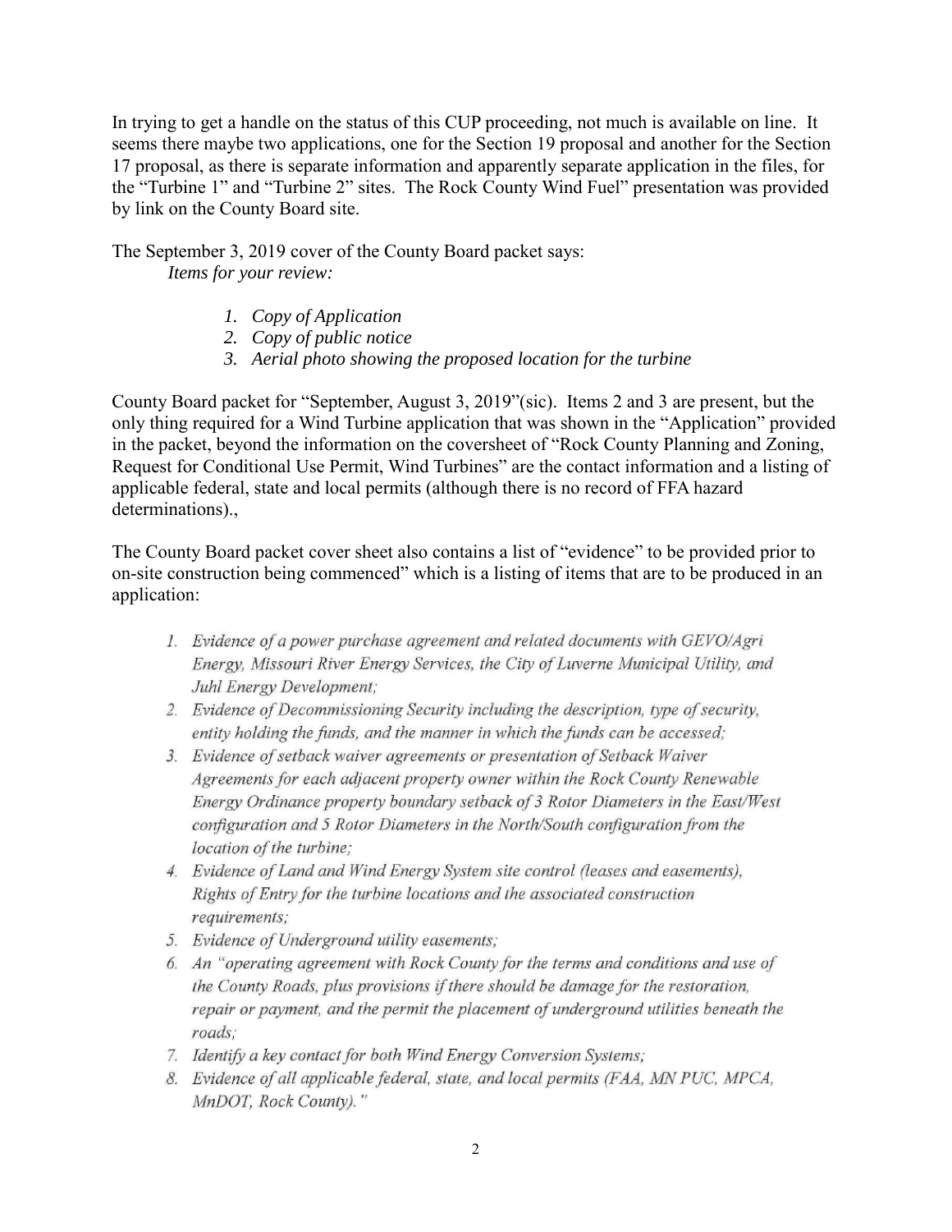In trying to get a handle on the status of this CUP proceeding, not much is available on line. It seems there maybe two applications, one for the Section 19 proposal and another for the Section 17 proposal, as there is separate information and apparently separate application in the files, for the "Turbine 1" and "Turbine 2" sites. The Rock County Wind Fuel" presentation was provided by link on the County Board site.

The September 3, 2019 cover of the County Board packet says:

*Items for your review:*

1. *Copy of Application*
2. *Copy of public notice*
3. *Aerial photo showing the proposed location for the turbine*

County Board packet for "September, August 3, 2019"(sic). Items 2 and 3 are present, but the only thing required for a Wind Turbine application that was shown in the "Application" provided in the packet, beyond the information on the coversheet of "Rock County Planning and Zoning, Request for Conditional Use Permit, Wind Turbines" are the contact information and a listing of applicable federal, state and local permits (although there is no record of FFA hazard determinations).,

The County Board packet cover sheet also contains a list of "evidence" to be provided prior to on-site construction being commenced" which is a listing of items that are to be produced in an application:

1. *Evidence of a power purchase agreement and related documents with GEVO/Agri Energy, Missouri River Energy Services, the City of Luverne Municipal Utility, and Juhl Energy Development;*
2. *Evidence of Decommissioning Security including the description, type of security, entity holding the funds, and the manner in which the funds can be accessed;*
3. *Evidence of setback waiver agreements or presentation of Setback Waiver Agreements for each adjacent property owner within the Rock County Renewable Energy Ordinance property boundary setback of 3 Rotor Diameters in the East/West configuration and 5 Rotor Diameters in the North/South configuration from the location of the turbine;*
4. *Evidence of Land and Wind Energy System site control (leases and easements), Rights of Entry for the turbine locations and the associated construction requirements;*
5. *Evidence of Underground utility easements;*
6. *An "operating agreement with Rock County for the terms and conditions and use of the County Roads, plus provisions if there should be damage for the restoration, repair or payment, and the permit the placement of underground utilities beneath the roads;*
7. *Identify a key contact for both Wind Energy Conversion Systems;*
8. *Evidence of all applicable federal, state, and local permits (FAA, MN PUC, MPCA, MnDOT, Rock County)."*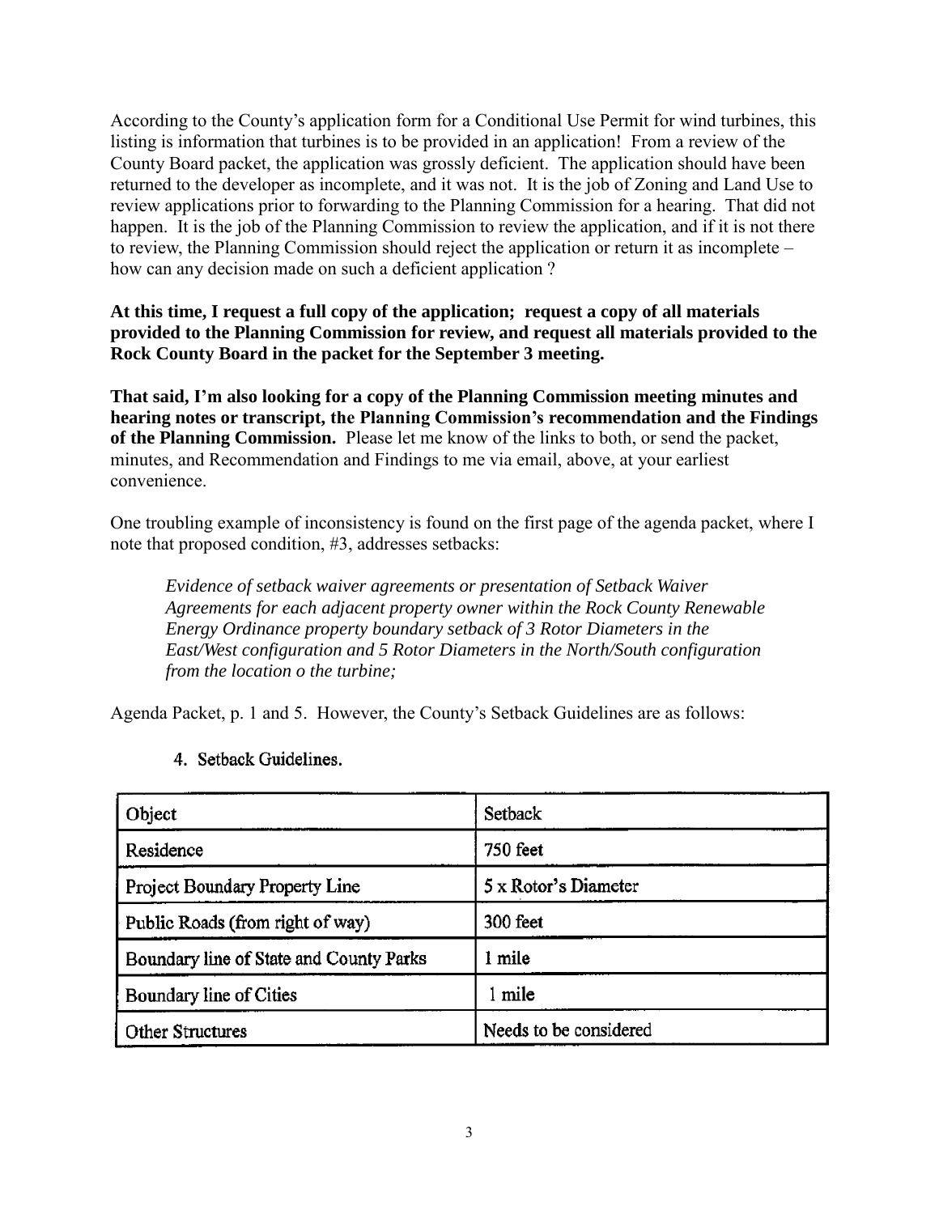According to the County's application form for a Conditional Use Permit for wind turbines, this listing is information that turbines is to be provided in an application! From a review of the County Board packet, the application was grossly deficient. The application should have been returned to the developer as incomplete, and it was not. It is the job of Zoning and Land Use to review applications prior to forwarding to the Planning Commission for a hearing. That did not happen. It is the job of the Planning Commission to review the application, and if it is not there to review, the Planning Commission should reject the application or return it as incomplete – how can any decision made on such a deficient application ?

**At this time, I request a full copy of the application; request a copy of all materials provided to the Planning Commission for review, and request all materials provided to the Rock County Board in the packet for the September 3 meeting.**

**That said, I'm also looking for a copy of the Planning Commission meeting minutes and hearing notes or transcript, the Planning Commission's recommendation and the Findings of the Planning Commission.** Please let me know of the links to both, or send the packet, minutes, and Recommendation and Findings to me via email, above, at your earliest convenience.

One troubling example of inconsistency is found on the first page of the agenda packet, where I note that proposed condition, #3, addresses setbacks:

> *Evidence of setback waiver agreements or presentation of Setback Waiver Agreements for each adjacent property owner within the Rock County Renewable Energy Ordinance property boundary setback of 3 Rotor Diameters in the East/West configuration and 5 Rotor Diameters in the North/South configuration from the location o the turbine;*

Agenda Packet, p. 1 and 5. However, the County's Setback Guidelines are as follows:

4. Setback Guidelines.

| Object | Setback |
| --- | --- |
| Residence | 750 feet |
| Project Boundary Property Line | 5 x Rotor's Diameter |
| Public Roads (from right of way) | 300 feet |
| Boundary line of State and County Parks | 1 mile |
| Boundary line of Cities | 1 mile |
| Other Structures | Needs to be considered |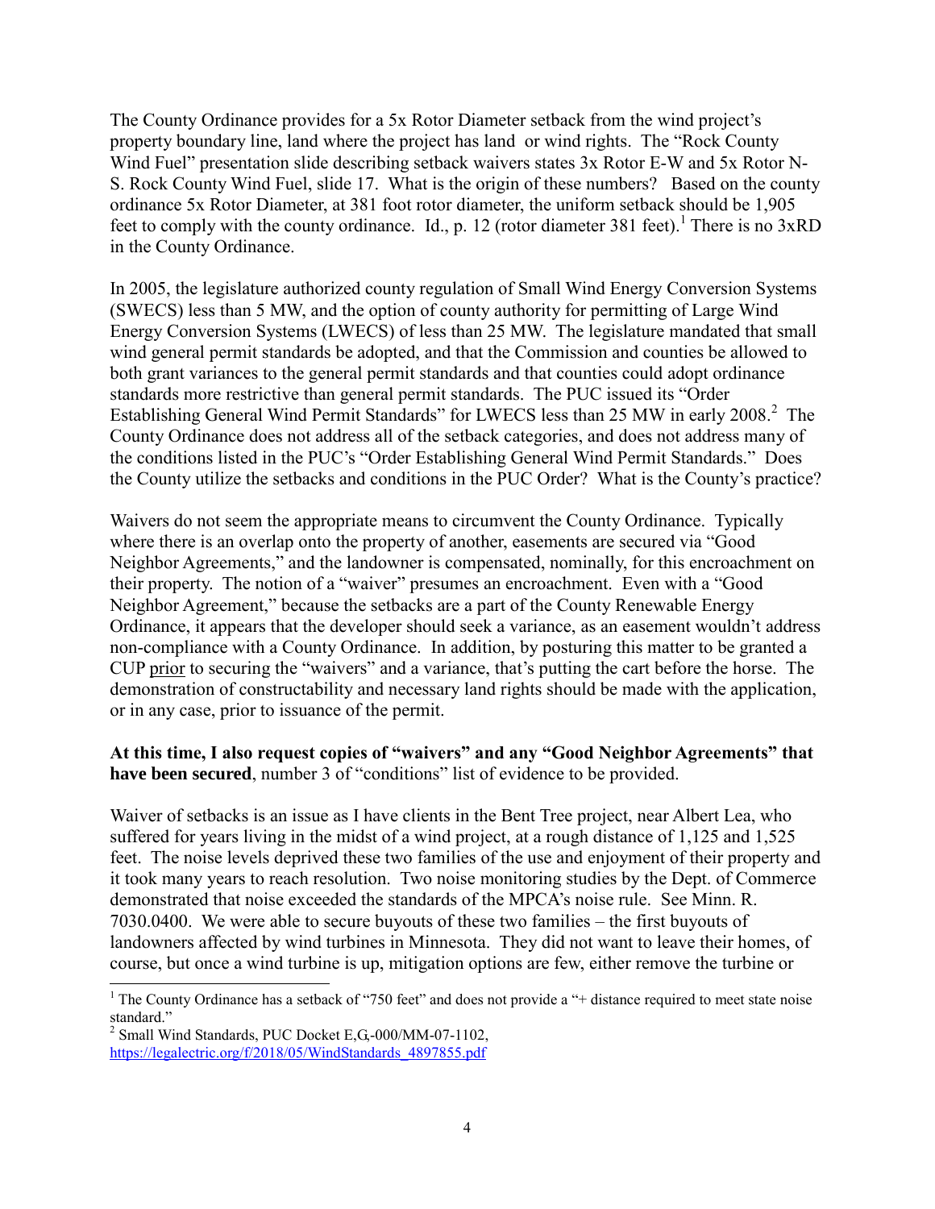The County Ordinance provides for a 5x Rotor Diameter setback from the wind project's property boundary line, land where the project has land or wind rights. The "Rock County Wind Fuel" presentation slide describing setback waivers states 3x Rotor E-W and 5x Rotor N-S. Rock County Wind Fuel, slide 17. What is the origin of these numbers? Based on the county ordinance 5x Rotor Diameter, at 381 foot rotor diameter, the uniform setback should be 1,905 feet to comply with the county ordinance. Id., p. 12 (rotor diameter 381 feet).[1] There is no 3xRD in the County Ordinance.

In 2005, the legislature authorized county regulation of Small Wind Energy Conversion Systems (SWECS) less than 5 MW, and the option of county authority for permitting of Large Wind Energy Conversion Systems (LWECS) of less than 25 MW. The legislature mandated that small wind general permit standards be adopted, and that the Commission and counties be allowed to both grant variances to the general permit standards and that counties could adopt ordinance standards more restrictive than general permit standards. The PUC issued its "Order Establishing General Wind Permit Standards" for LWECS less than 25 MW in early 2008.[2] The County Ordinance does not address all of the setback categories, and does not address many of the conditions listed in the PUC's "Order Establishing General Wind Permit Standards." Does the County utilize the setbacks and conditions in the PUC Order? What is the County's practice?

Waivers do not seem the appropriate means to circumvent the County Ordinance. Typically where there is an overlap onto the property of another, easements are secured via "Good Neighbor Agreements," and the landowner is compensated, nominally, for this encroachment on their property. The notion of a "waiver" presumes an encroachment. Even with a "Good Neighbor Agreement," because the setbacks are a part of the County Renewable Energy Ordinance, it appears that the developer should seek a variance, as an easement wouldn't address non-compliance with a County Ordinance. In addition, by posturing this matter to be granted a CUP prior to securing the "waivers" and a variance, that's putting the cart before the horse. The demonstration of constructability and necessary land rights should be made with the application, or in any case, prior to issuance of the permit.

**At this time, I also request copies of "waivers" and any "Good Neighbor Agreements" that have been secured**, number 3 of "conditions" list of evidence to be provided.

Waiver of setbacks is an issue as I have clients in the Bent Tree project, near Albert Lea, who suffered for years living in the midst of a wind project, at a rough distance of 1,125 and 1,525 feet. The noise levels deprived these two families of the use and enjoyment of their property and it took many years to reach resolution. Two noise monitoring studies by the Dept. of Commerce demonstrated that noise exceeded the standards of the MPCA's noise rule. See Minn. R. 7030.0400. We were able to secure buyouts of these two families – the first buyouts of landowners affected by wind turbines in Minnesota. They did not want to leave their homes, of course, but once a wind turbine is up, mitigation options are few, either remove the turbine or

---

[1] The County Ordinance has a setback of "750 feet" and does not provide a "+ distance required to meet state noise standard."

[2] Small Wind Standards, PUC Docket E,G,-000/MM-07-1102, https://legalectric.org/f/2018/05/WindStandards_4897855.pdf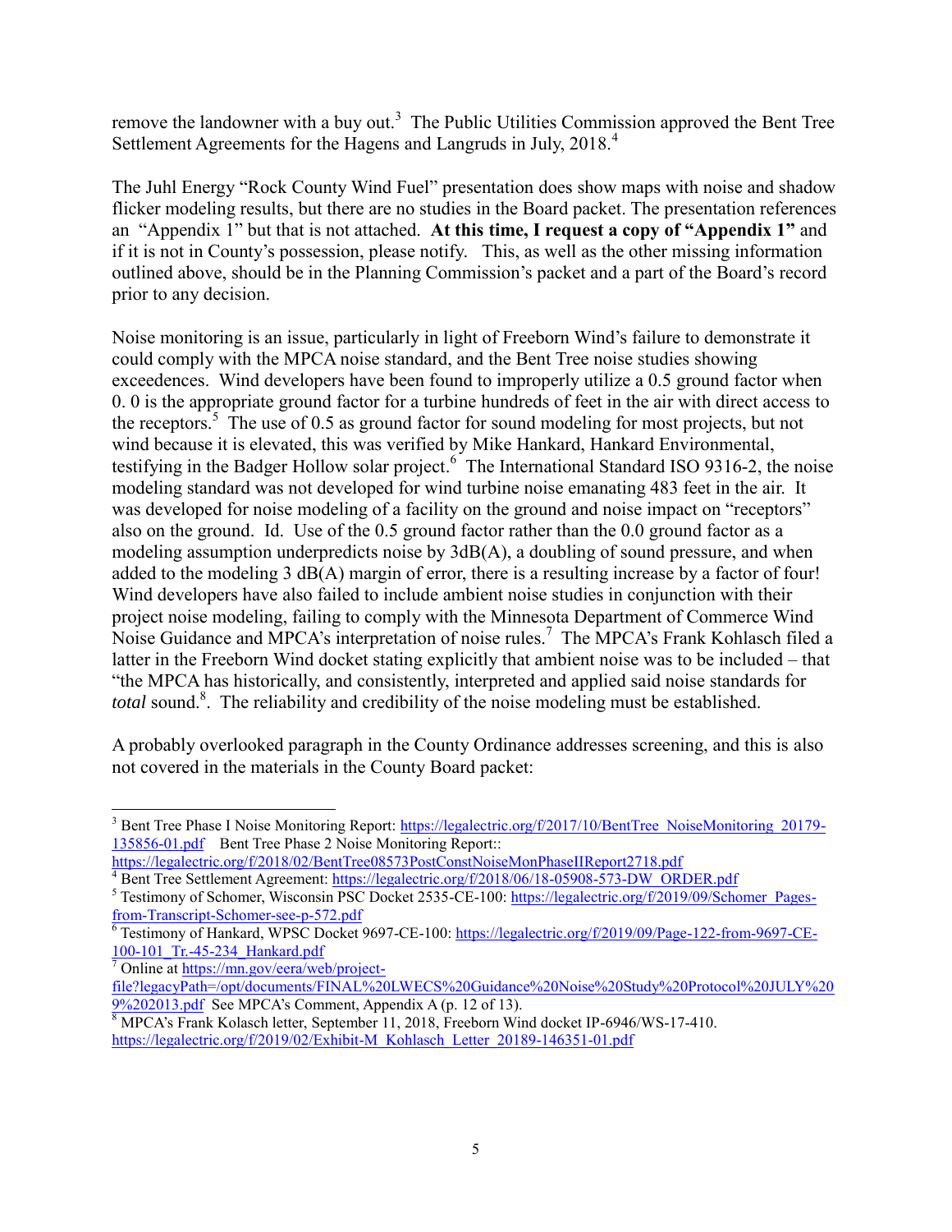remove the landowner with a buy out.[3] The Public Utilities Commission approved the Bent Tree Settlement Agreements for the Hagens and Langruds in July, 2018.[4]

The Juhl Energy "Rock County Wind Fuel" presentation does show maps with noise and shadow flicker modeling results, but there are no studies in the Board packet. The presentation references an "Appendix 1" but that is not attached. **At this time, I request a copy of "Appendix 1"** and if it is not in County's possession, please notify. This, as well as the other missing information outlined above, should be in the Planning Commission's packet and a part of the Board's record prior to any decision.

Noise monitoring is an issue, particularly in light of Freeborn Wind's failure to demonstrate it could comply with the MPCA noise standard, and the Bent Tree noise studies showing exceedences. Wind developers have been found to improperly utilize a 0.5 ground factor when 0. 0 is the appropriate ground factor for a turbine hundreds of feet in the air with direct access to the receptors.[5] The use of 0.5 as ground factor for sound modeling for most projects, but not wind because it is elevated, this was verified by Mike Hankard, Hankard Environmental, testifying in the Badger Hollow solar project.[6] The International Standard ISO 9316-2, the noise modeling standard was not developed for wind turbine noise emanating 483 feet in the air. It was developed for noise modeling of a facility on the ground and noise impact on "receptors" also on the ground. Id. Use of the 0.5 ground factor rather than the 0.0 ground factor as a modeling assumption underpredicts noise by 3dB(A), a doubling of sound pressure, and when added to the modeling 3 dB(A) margin of error, there is a resulting increase by a factor of four! Wind developers have also failed to include ambient noise studies in conjunction with their project noise modeling, failing to comply with the Minnesota Department of Commerce Wind Noise Guidance and MPCA's interpretation of noise rules.[7] The MPCA's Frank Kohlasch filed a latter in the Freeborn Wind docket stating explicitly that ambient noise was to be included – that "the MPCA has historically, and consistently, interpreted and applied said noise standards for *total* sound.[8]. The reliability and credibility of the noise modeling must be established.

A probably overlooked paragraph in the County Ordinance addresses screening, and this is also not covered in the materials in the County Board packet:

---

[3] Bent Tree Phase I Noise Monitoring Report: https://legalectric.org/f/2017/10/BentTree_NoiseMonitoring_20179-135856-01.pdf Bent Tree Phase 2 Noise Monitoring Report:: https://legalectric.org/f/2018/02/BentTree08573PostConstNoiseMonPhaseIIReport2718.pdf

[4] Bent Tree Settlement Agreement: https://legalectric.org/f/2018/06/18-05908-573-DW_ORDER.pdf

[5] Testimony of Schomer, Wisconsin PSC Docket 2535-CE-100: https://legalectric.org/f/2019/09/Schomer_Pages-from-Transcript-Schomer-see-p-572.pdf

[6] Testimony of Hankard, WPSC Docket 9697-CE-100: https://legalectric.org/f/2019/09/Page-122-from-9697-CE-100-101_Tr.-45-234_Hankard.pdf

[7] Online at https://mn.gov/eera/web/project-file?legacyPath=/opt/documents/FINAL%20LWECS%20Guidance%20Noise%20Study%20Protocol%20JULY%209%202013.pdf See MPCA's Comment, Appendix A (p. 12 of 13).

[8] MPCA's Frank Kolasch letter, September 11, 2018, Freeborn Wind docket IP-6946/WS-17-410. https://legalectric.org/f/2019/02/Exhibit-M_Kohlasch_Letter_20189-146351-01.pdf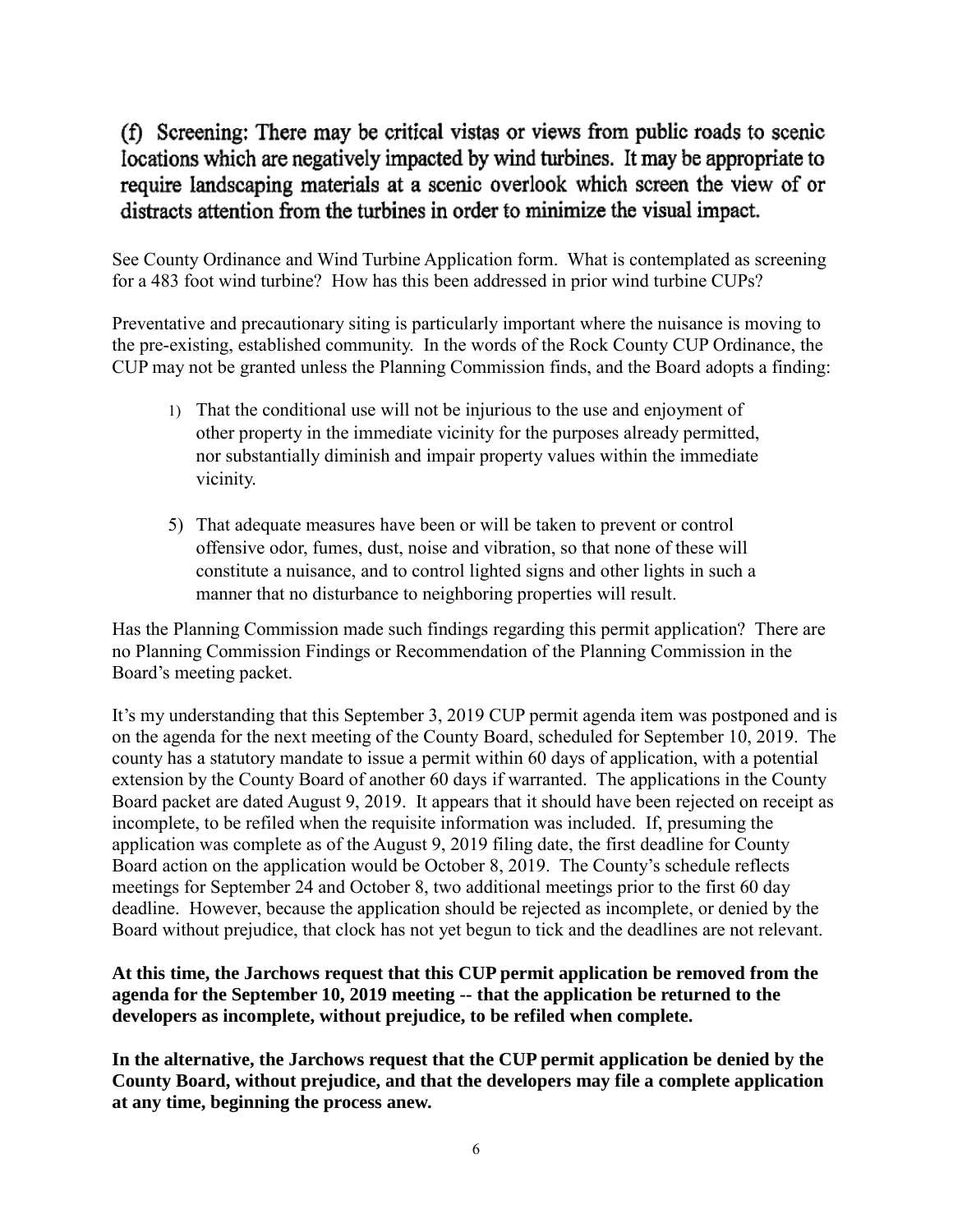(f) Screening: There may be critical vistas or views from public roads to scenic locations which are negatively impacted by wind turbines. It may be appropriate to require landscaping materials at a scenic overlook which screen the view of or distracts attention from the turbines in order to minimize the visual impact.

See County Ordinance and Wind Turbine Application form. What is contemplated as screening for a 483 foot wind turbine? How has this been addressed in prior wind turbine CUPs?

Preventative and precautionary siting is particularly important where the nuisance is moving to the pre-existing, established community. In the words of the Rock County CUP Ordinance, the CUP may not be granted unless the Planning Commission finds, and the Board adopts a finding:

1) That the conditional use will not be injurious to the use and enjoyment of other property in the immediate vicinity for the purposes already permitted, nor substantially diminish and impair property values within the immediate vicinity.

5) That adequate measures have been or will be taken to prevent or control offensive odor, fumes, dust, noise and vibration, so that none of these will constitute a nuisance, and to control lighted signs and other lights in such a manner that no disturbance to neighboring properties will result.

Has the Planning Commission made such findings regarding this permit application? There are no Planning Commission Findings or Recommendation of the Planning Commission in the Board's meeting packet.

It's my understanding that this September 3, 2019 CUP permit agenda item was postponed and is on the agenda for the next meeting of the County Board, scheduled for September 10, 2019. The county has a statutory mandate to issue a permit within 60 days of application, with a potential extension by the County Board of another 60 days if warranted. The applications in the County Board packet are dated August 9, 2019. It appears that it should have been rejected on receipt as incomplete, to be refiled when the requisite information was included. If, presuming the application was complete as of the August 9, 2019 filing date, the first deadline for County Board action on the application would be October 8, 2019. The County's schedule reflects meetings for September 24 and October 8, two additional meetings prior to the first 60 day deadline. However, because the application should be rejected as incomplete, or denied by the Board without prejudice, that clock has not yet begun to tick and the deadlines are not relevant.

**At this time, the Jarchows request that this CUP permit application be removed from the agenda for the September 10, 2019 meeting -- that the application be returned to the developers as incomplete, without prejudice, to be refiled when complete.**

**In the alternative, the Jarchows request that the CUP permit application be denied by the County Board, without prejudice, and that the developers may file a complete application at any time, beginning the process anew.**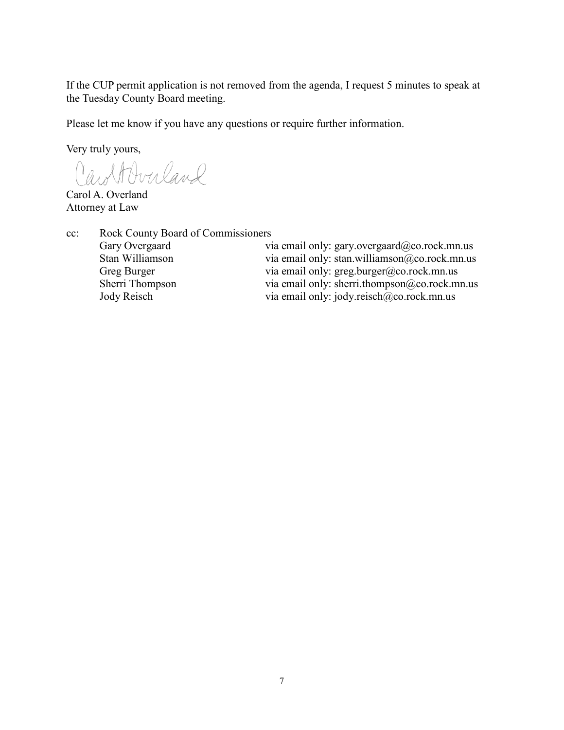If the CUP permit application is not removed from the agenda, I request 5 minutes to speak at the Tuesday County Board meeting.

Please let me know if you have any questions or require further information.

Very truly yours,

Carol A. Overland

Carol A. Overland
Attorney at Law

cc: Rock County Board of Commissioners

| | |
|---|---|
| Gary Overgaard | via email only: gary.overgaard@co.rock.mn.us |
| Stan Williamson | via email only: stan.williamson@co.rock.mn.us |
| Greg Burger | via email only: greg.burger@co.rock.mn.us |
| Sherri Thompson | via email only: sherri.thompson@co.rock.mn.us |
| Jody Reisch | via email only: jody.reisch@co.rock.mn.us |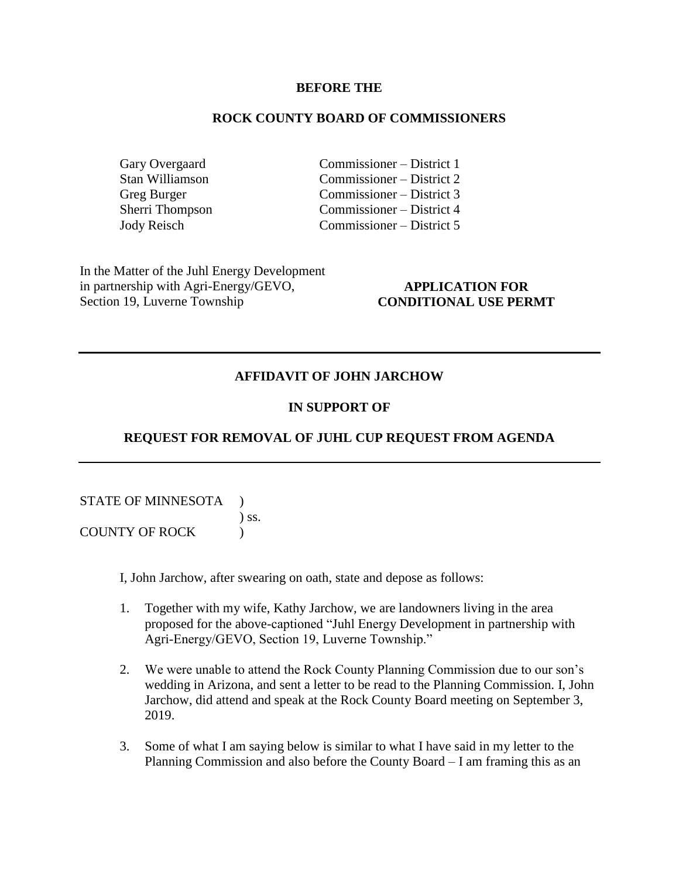**BEFORE THE**

**ROCK COUNTY BOARD OF COMMISSIONERS**

| | |
|---|---|
| Gary Overgaard | Commissioner – District 1 |
| Stan Williamson | Commissioner – District 2 |
| Greg Burger | Commissioner – District 3 |
| Sherri Thompson | Commissioner – District 4 |
| Jody Reisch | Commissioner – District 5 |

In the Matter of the Juhl Energy Development in partnership with Agri-Energy/GEVO, Section 19, Luverne Township

**APPLICATION FOR CONDITIONAL USE PERMT**

---

**AFFIDAVIT OF JOHN JARCHOW**

**IN SUPPORT OF**

**REQUEST FOR REMOVAL OF JUHL CUP REQUEST FROM AGENDA**

---

STATE OF MINNESOTA )
) ss.
COUNTY OF ROCK )

I, John Jarchow, after swearing on oath, state and depose as follows:

1. Together with my wife, Kathy Jarchow, we are landowners living in the area proposed for the above-captioned "Juhl Energy Development in partnership with Agri-Energy/GEVO, Section 19, Luverne Township."

2. We were unable to attend the Rock County Planning Commission due to our son's wedding in Arizona, and sent a letter to be read to the Planning Commission. I, John Jarchow, did attend and speak at the Rock County Board meeting on September 3, 2019.

3. Some of what I am saying below is similar to what I have said in my letter to the Planning Commission and also before the County Board – I am framing this as an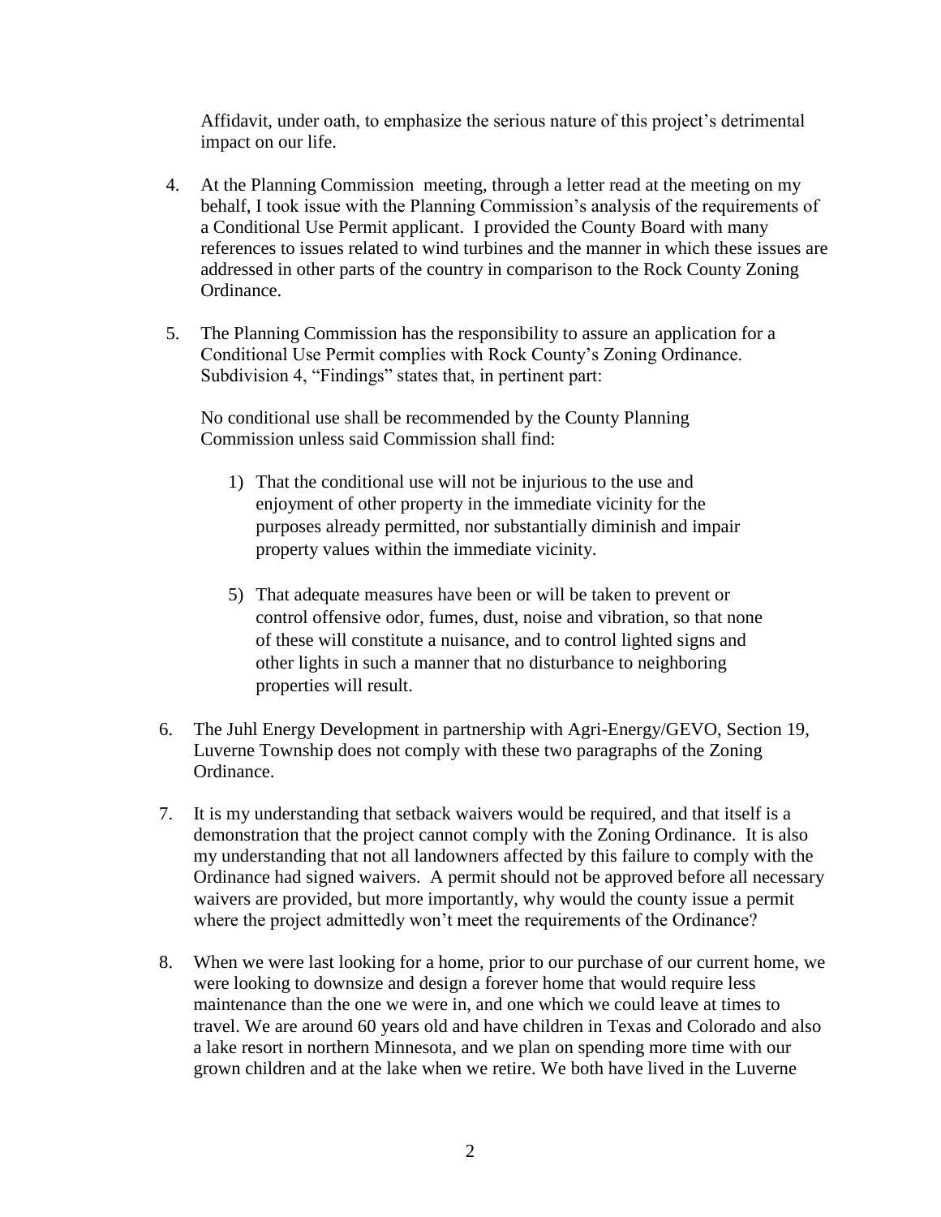Affidavit, under oath, to emphasize the serious nature of this project's detrimental impact on our life.

4. At the Planning Commission meeting, through a letter read at the meeting on my behalf, I took issue with the Planning Commission's analysis of the requirements of a Conditional Use Permit applicant. I provided the County Board with many references to issues related to wind turbines and the manner in which these issues are addressed in other parts of the country in comparison to the Rock County Zoning Ordinance.

5. The Planning Commission has the responsibility to assure an application for a Conditional Use Permit complies with Rock County's Zoning Ordinance. Subdivision 4, "Findings" states that, in pertinent part:

   No conditional use shall be recommended by the County Planning Commission unless said Commission shall find:

   1) That the conditional use will not be injurious to the use and enjoyment of other property in the immediate vicinity for the purposes already permitted, nor substantially diminish and impair property values within the immediate vicinity.

   5) That adequate measures have been or will be taken to prevent or control offensive odor, fumes, dust, noise and vibration, so that none of these will constitute a nuisance, and to control lighted signs and other lights in such a manner that no disturbance to neighboring properties will result.

6. The Juhl Energy Development in partnership with Agri-Energy/GEVO, Section 19, Luverne Township does not comply with these two paragraphs of the Zoning Ordinance.

7. It is my understanding that setback waivers would be required, and that itself is a demonstration that the project cannot comply with the Zoning Ordinance. It is also my understanding that not all landowners affected by this failure to comply with the Ordinance had signed waivers. A permit should not be approved before all necessary waivers are provided, but more importantly, why would the county issue a permit where the project admittedly won't meet the requirements of the Ordinance?

8. When we were last looking for a home, prior to our purchase of our current home, we were looking to downsize and design a forever home that would require less maintenance than the one we were in, and one which we could leave at times to travel. We are around 60 years old and have children in Texas and Colorado and also a lake resort in northern Minnesota, and we plan on spending more time with our grown children and at the lake when we retire. We both have lived in the Luverne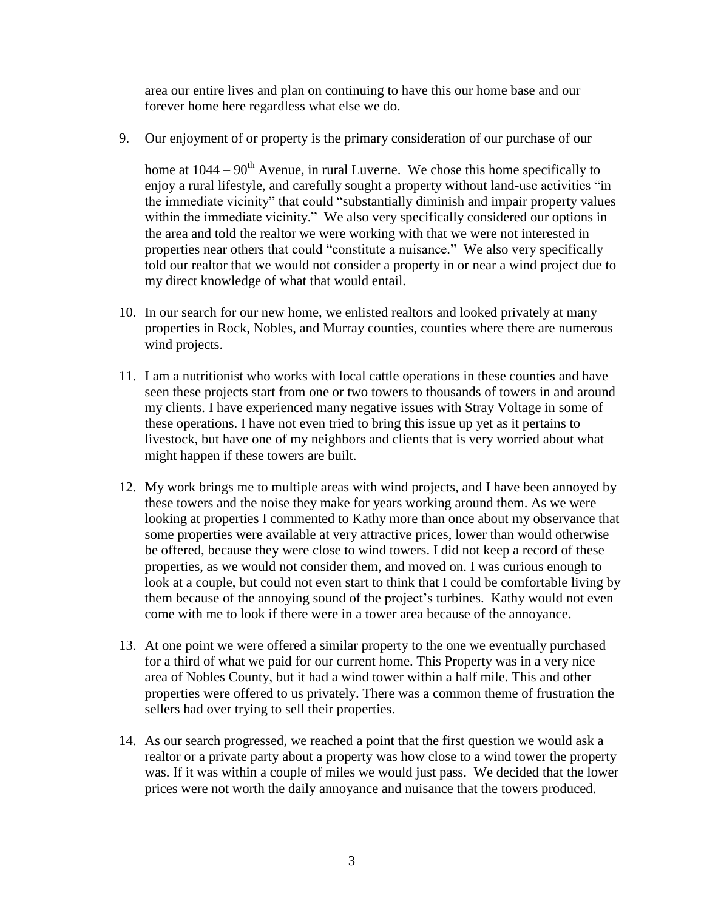area our entire lives and plan on continuing to have this our home base and our forever home here regardless what else we do.

9. Our enjoyment of or property is the primary consideration of our purchase of our

   home at 1044 – 90th Avenue, in rural Luverne. We chose this home specifically to enjoy a rural lifestyle, and carefully sought a property without land-use activities "in the immediate vicinity" that could "substantially diminish and impair property values within the immediate vicinity." We also very specifically considered our options in the area and told the realtor we were working with that we were not interested in properties near others that could "constitute a nuisance." We also very specifically told our realtor that we would not consider a property in or near a wind project due to my direct knowledge of what that would entail.

10. In our search for our new home, we enlisted realtors and looked privately at many properties in Rock, Nobles, and Murray counties, counties where there are numerous wind projects.

11. I am a nutritionist who works with local cattle operations in these counties and have seen these projects start from one or two towers to thousands of towers in and around my clients. I have experienced many negative issues with Stray Voltage in some of these operations. I have not even tried to bring this issue up yet as it pertains to livestock, but have one of my neighbors and clients that is very worried about what might happen if these towers are built.

12. My work brings me to multiple areas with wind projects, and I have been annoyed by these towers and the noise they make for years working around them. As we were looking at properties I commented to Kathy more than once about my observance that some properties were available at very attractive prices, lower than would otherwise be offered, because they were close to wind towers. I did not keep a record of these properties, as we would not consider them, and moved on. I was curious enough to look at a couple, but could not even start to think that I could be comfortable living by them because of the annoying sound of the project's turbines. Kathy would not even come with me to look if there were in a tower area because of the annoyance.

13. At one point we were offered a similar property to the one we eventually purchased for a third of what we paid for our current home. This Property was in a very nice area of Nobles County, but it had a wind tower within a half mile. This and other properties were offered to us privately. There was a common theme of frustration the sellers had over trying to sell their properties.

14. As our search progressed, we reached a point that the first question we would ask a realtor or a private party about a property was how close to a wind tower the property was. If it was within a couple of miles we would just pass. We decided that the lower prices were not worth the daily annoyance and nuisance that the towers produced.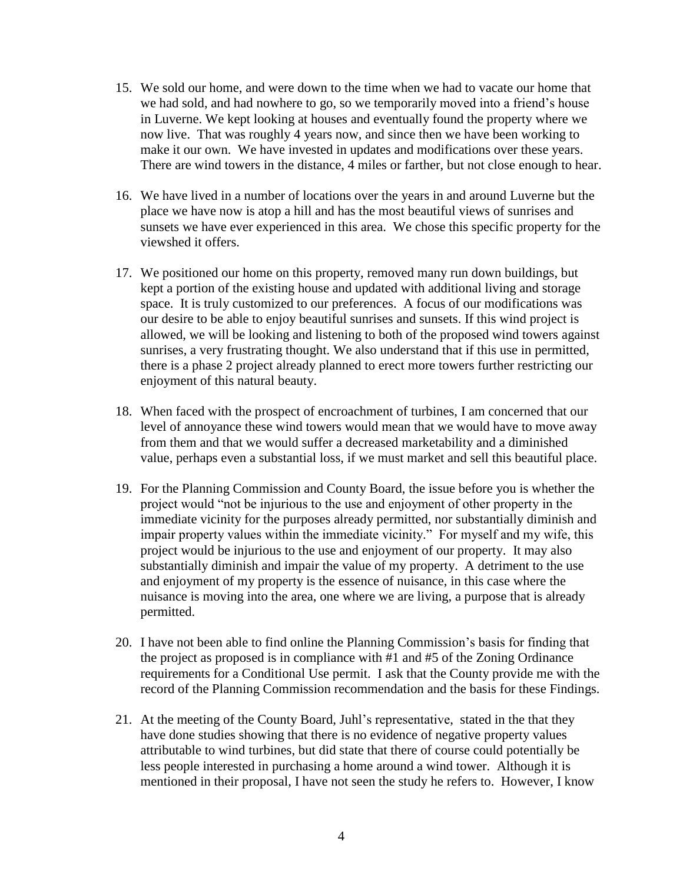15. We sold our home, and were down to the time when we had to vacate our home that we had sold, and had nowhere to go, so we temporarily moved into a friend's house in Luverne. We kept looking at houses and eventually found the property where we now live. That was roughly 4 years now, and since then we have been working to make it our own. We have invested in updates and modifications over these years. There are wind towers in the distance, 4 miles or farther, but not close enough to hear.

16. We have lived in a number of locations over the years in and around Luverne but the place we have now is atop a hill and has the most beautiful views of sunrises and sunsets we have ever experienced in this area. We chose this specific property for the viewshed it offers.

17. We positioned our home on this property, removed many run down buildings, but kept a portion of the existing house and updated with additional living and storage space. It is truly customized to our preferences. A focus of our modifications was our desire to be able to enjoy beautiful sunrises and sunsets. If this wind project is allowed, we will be looking and listening to both of the proposed wind towers against sunrises, a very frustrating thought. We also understand that if this use in permitted, there is a phase 2 project already planned to erect more towers further restricting our enjoyment of this natural beauty.

18. When faced with the prospect of encroachment of turbines, I am concerned that our level of annoyance these wind towers would mean that we would have to move away from them and that we would suffer a decreased marketability and a diminished value, perhaps even a substantial loss, if we must market and sell this beautiful place.

19. For the Planning Commission and County Board, the issue before you is whether the project would "not be injurious to the use and enjoyment of other property in the immediate vicinity for the purposes already permitted, nor substantially diminish and impair property values within the immediate vicinity." For myself and my wife, this project would be injurious to the use and enjoyment of our property. It may also substantially diminish and impair the value of my property. A detriment to the use and enjoyment of my property is the essence of nuisance, in this case where the nuisance is moving into the area, one where we are living, a purpose that is already permitted.

20. I have not been able to find online the Planning Commission's basis for finding that the project as proposed is in compliance with #1 and #5 of the Zoning Ordinance requirements for a Conditional Use permit. I ask that the County provide me with the record of the Planning Commission recommendation and the basis for these Findings.

21. At the meeting of the County Board, Juhl's representative, stated in the that they have done studies showing that there is no evidence of negative property values attributable to wind turbines, but did state that there of course could potentially be less people interested in purchasing a home around a wind tower. Although it is mentioned in their proposal, I have not seen the study he refers to. However, I know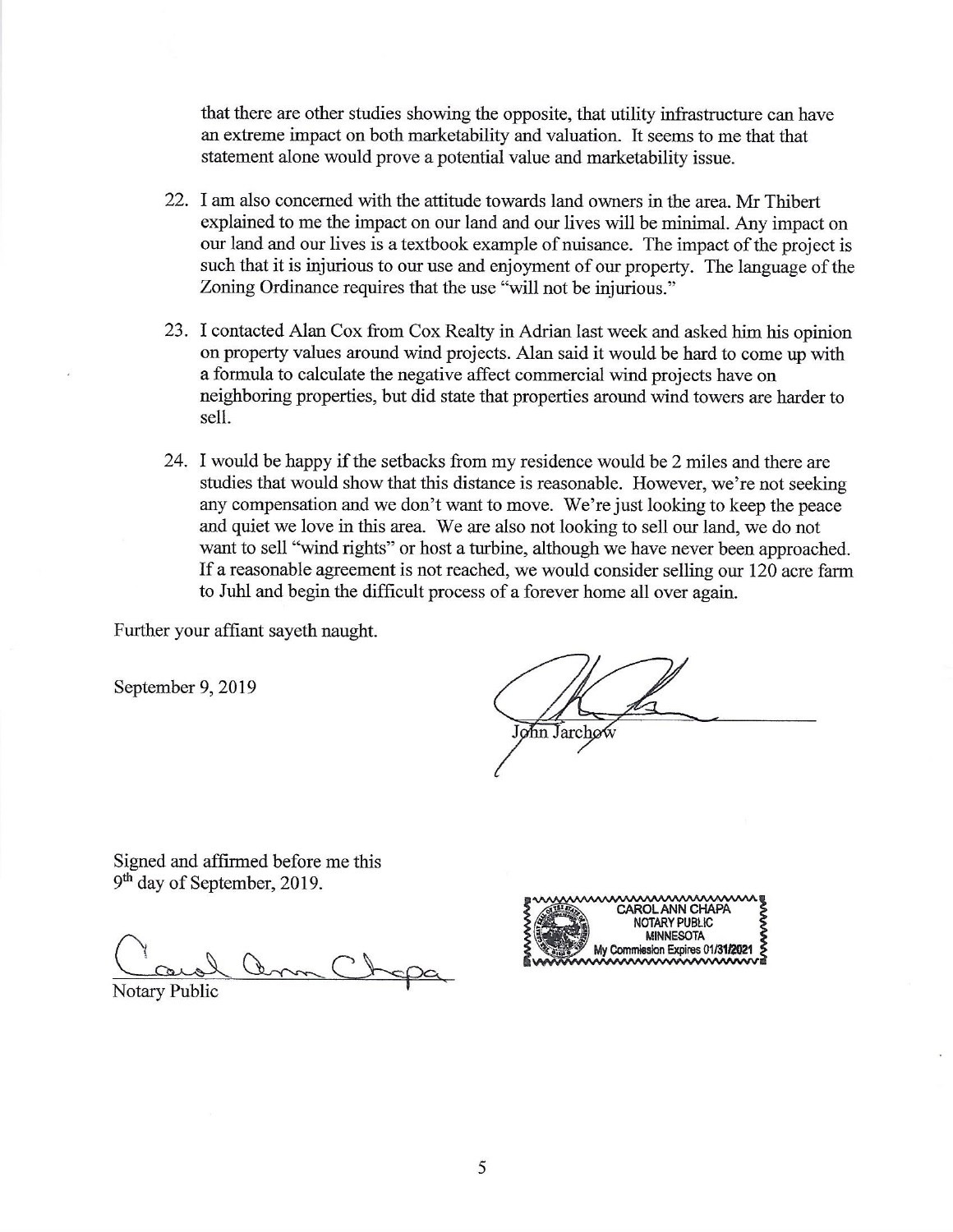that there are other studies showing the opposite, that utility infrastructure can have an extreme impact on both marketability and valuation. It seems to me that that statement alone would prove a potential value and marketability issue.

22. I am also concerned with the attitude towards land owners in the area. Mr Thibert explained to me the impact on our land and our lives will be minimal. Any impact on our land and our lives is a textbook example of nuisance. The impact of the project is such that it is injurious to our use and enjoyment of our property. The language of the Zoning Ordinance requires that the use "will not be injurious."

23. I contacted Alan Cox from Cox Realty in Adrian last week and asked him his opinion on property values around wind projects. Alan said it would be hard to come up with a formula to calculate the negative affect commercial wind projects have on neighboring properties, but did state that properties around wind towers are harder to sell.

24. I would be happy if the setbacks from my residence would be 2 miles and there are studies that would show that this distance is reasonable. However, we're not seeking any compensation and we don't want to move. We're just looking to keep the peace and quiet we love in this area. We are also not looking to sell our land, we do not want to sell "wind rights" or host a turbine, although we have never been approached. If a reasonable agreement is not reached, we would consider selling our 120 acre farm to Juhl and begin the difficult process of a forever home all over again.

Further your affiant sayeth naught.

September 9, 2019

John Jarchow

Signed and affirmed before me this 9th day of September, 2019.

Carol Ann Chapa
Notary Public

CAROL ANN CHAPA
NOTARY PUBLIC
MINNESOTA
My Commission Expires 01/31/2021